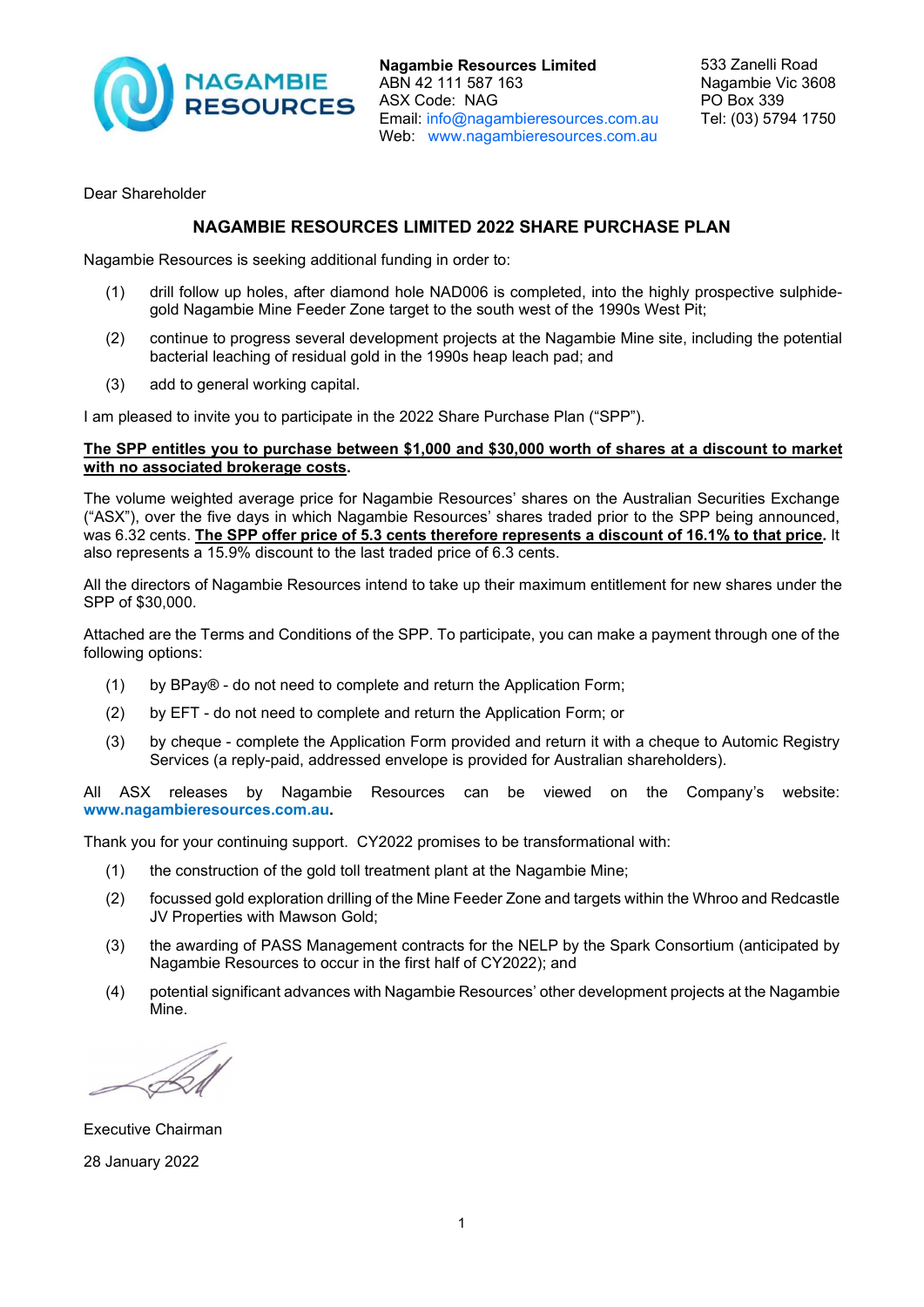**NAGAMBIE RESOURCES**

**Nagambie Resources Limited**
ABN 42 111 587 163
ASX Code: NAG
Email: info@nagambieresources.com.au
Web: www.nagambieresources.com.au

533 Zanelli Road
Nagambie Vic 3608
PO Box 339
Tel: (03) 5794 1750

Dear Shareholder

## NAGAMBIE RESOURCES LIMITED 2022 SHARE PURCHASE PLAN

Nagambie Resources is seeking additional funding in order to:

(1) drill follow up holes, after diamond hole NAD006 is completed, into the highly prospective sulphide-gold Nagambie Mine Feeder Zone target to the south west of the 1990s West Pit;

(2) continue to progress several development projects at the Nagambie Mine site, including the potential bacterial leaching of residual gold in the 1990s heap leach pad; and

(3) add to general working capital.

I am pleased to invite you to participate in the 2022 Share Purchase Plan ("SPP").

**The SPP entitles you to purchase between $1,000 and $30,000 worth of shares at a discount to market with no associated brokerage costs.**

The volume weighted average price for Nagambie Resources' shares on the Australian Securities Exchange ("ASX"), over the five days in which Nagambie Resources' shares traded prior to the SPP being announced, was 6.32 cents. **The SPP offer price of 5.3 cents therefore represents a discount of 16.1% to that price.** It also represents a 15.9% discount to the last traded price of 6.3 cents.

All the directors of Nagambie Resources intend to take up their maximum entitlement for new shares under the SPP of $30,000.

Attached are the Terms and Conditions of the SPP. To participate, you can make a payment through one of the following options:

(1) by BPay® - do not need to complete and return the Application Form;

(2) by EFT - do not need to complete and return the Application Form; or

(3) by cheque - complete the Application Form provided and return it with a cheque to Automic Registry Services (a reply-paid, addressed envelope is provided for Australian shareholders).

All ASX releases by Nagambie Resources can be viewed on the Company's website: **www.nagambieresources.com.au.**

Thank you for your continuing support. CY2022 promises to be transformational with:

(1) the construction of the gold toll treatment plant at the Nagambie Mine;

(2) focussed gold exploration drilling of the Mine Feeder Zone and targets within the Whroo and Redcastle JV Properties with Mawson Gold;

(3) the awarding of PASS Management contracts for the NELP by the Spark Consortium (anticipated by Nagambie Resources to occur in the first half of CY2022); and

(4) potential significant advances with Nagambie Resources' other development projects at the Nagambie Mine.

Executive Chairman

28 January 2022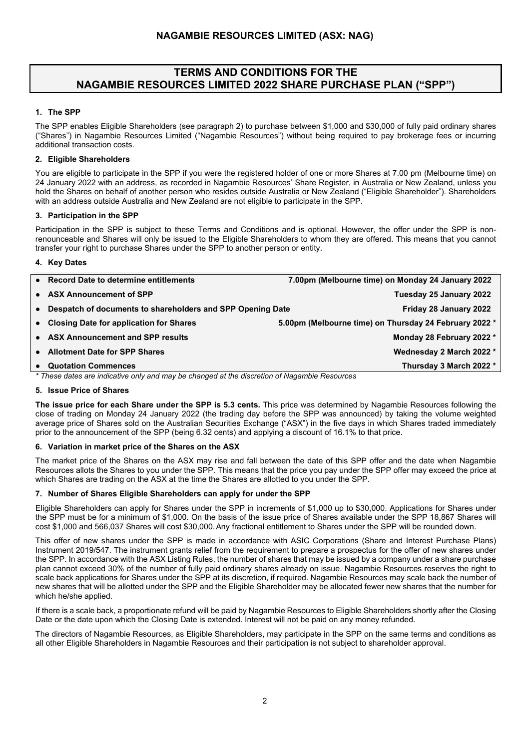## NAGAMBIE RESOURCES LIMITED (ASX: NAG)

# TERMS AND CONDITIONS FOR THE NAGAMBIE RESOURCES LIMITED 2022 SHARE PURCHASE PLAN ("SPP")

### 1. The SPP

The SPP enables Eligible Shareholders (see paragraph 2) to purchase between $1,000 and $30,000 of fully paid ordinary shares ("Shares") in Nagambie Resources Limited ("Nagambie Resources") without being required to pay brokerage fees or incurring additional transaction costs.

### 2. Eligible Shareholders

You are eligible to participate in the SPP if you were the registered holder of one or more Shares at 7.00 pm (Melbourne time) on 24 January 2022 with an address, as recorded in Nagambie Resources' Share Register, in Australia or New Zealand, unless you hold the Shares on behalf of another person who resides outside Australia or New Zealand ("Eligible Shareholder"). Shareholders with an address outside Australia and New Zealand are not eligible to participate in the SPP.

### 3. Participation in the SPP

Participation in the SPP is subject to these Terms and Conditions and is optional. However, the offer under the SPP is non-renounceable and Shares will only be issued to the Eligible Shareholders to whom they are offered. This means that you cannot transfer your right to purchase Shares under the SPP to another person or entity.

### 4. Key Dates

| | |
|---|---|
| **Record Date to determine entitlements** | **7.00pm (Melbourne time) on Monday 24 January 2022** |
| **ASX Announcement of SPP** | **Tuesday 25 January 2022** |
| **Despatch of documents to shareholders and SPP Opening Date** | **Friday 28 January 2022** |
| **Closing Date for application for Shares** | **5.00pm (Melbourne time) on Thursday 24 February 2022 \*** |
| **ASX Announcement and SPP results** | **Monday 28 February 2022 \*** |
| **Allotment Date for SPP Shares** | **Wednesday 2 March 2022 \*** |
| **Quotation Commences** | **Thursday 3 March 2022 \*** |

*\* These dates are indicative only and may be changed at the discretion of Nagambie Resources*

### 5. Issue Price of Shares

**The issue price for each Share under the SPP is 5.3 cents.** This price was determined by Nagambie Resources following the close of trading on Monday 24 January 2022 (the trading day before the SPP was announced) by taking the volume weighted average price of Shares sold on the Australian Securities Exchange ("ASX") in the five days in which Shares traded immediately prior to the announcement of the SPP (being 6.32 cents) and applying a discount of 16.1% to that price.

### 6. Variation in market price of the Shares on the ASX

The market price of the Shares on the ASX may rise and fall between the date of this SPP offer and the date when Nagambie Resources allots the Shares to you under the SPP. This means that the price you pay under the SPP offer may exceed the price at which Shares are trading on the ASX at the time the Shares are allotted to you under the SPP.

### 7. Number of Shares Eligible Shareholders can apply for under the SPP

Eligible Shareholders can apply for Shares under the SPP in increments of $1,000 up to $30,000. Applications for Shares under the SPP must be for a minimum of $1,000. On the basis of the issue price of Shares available under the SPP 18,867 Shares will cost $1,000 and 566,037 Shares will cost $30,000. Any fractional entitlement to Shares under the SPP will be rounded down.

This offer of new shares under the SPP is made in accordance with ASIC Corporations (Share and Interest Purchase Plans) Instrument 2019/547. The instrument grants relief from the requirement to prepare a prospectus for the offer of new shares under the SPP. In accordance with the ASX Listing Rules, the number of shares that may be issued by a company under a share purchase plan cannot exceed 30% of the number of fully paid ordinary shares already on issue. Nagambie Resources reserves the right to scale back applications for Shares under the SPP at its discretion, if required. Nagambie Resources may scale back the number of new shares that will be allotted under the SPP and the Eligible Shareholder may be allocated fewer new shares that the number for which he/she applied.

If there is a scale back, a proportionate refund will be paid by Nagambie Resources to Eligible Shareholders shortly after the Closing Date or the date upon which the Closing Date is extended. Interest will not be paid on any money refunded.

The directors of Nagambie Resources, as Eligible Shareholders, may participate in the SPP on the same terms and conditions as all other Eligible Shareholders in Nagambie Resources and their participation is not subject to shareholder approval.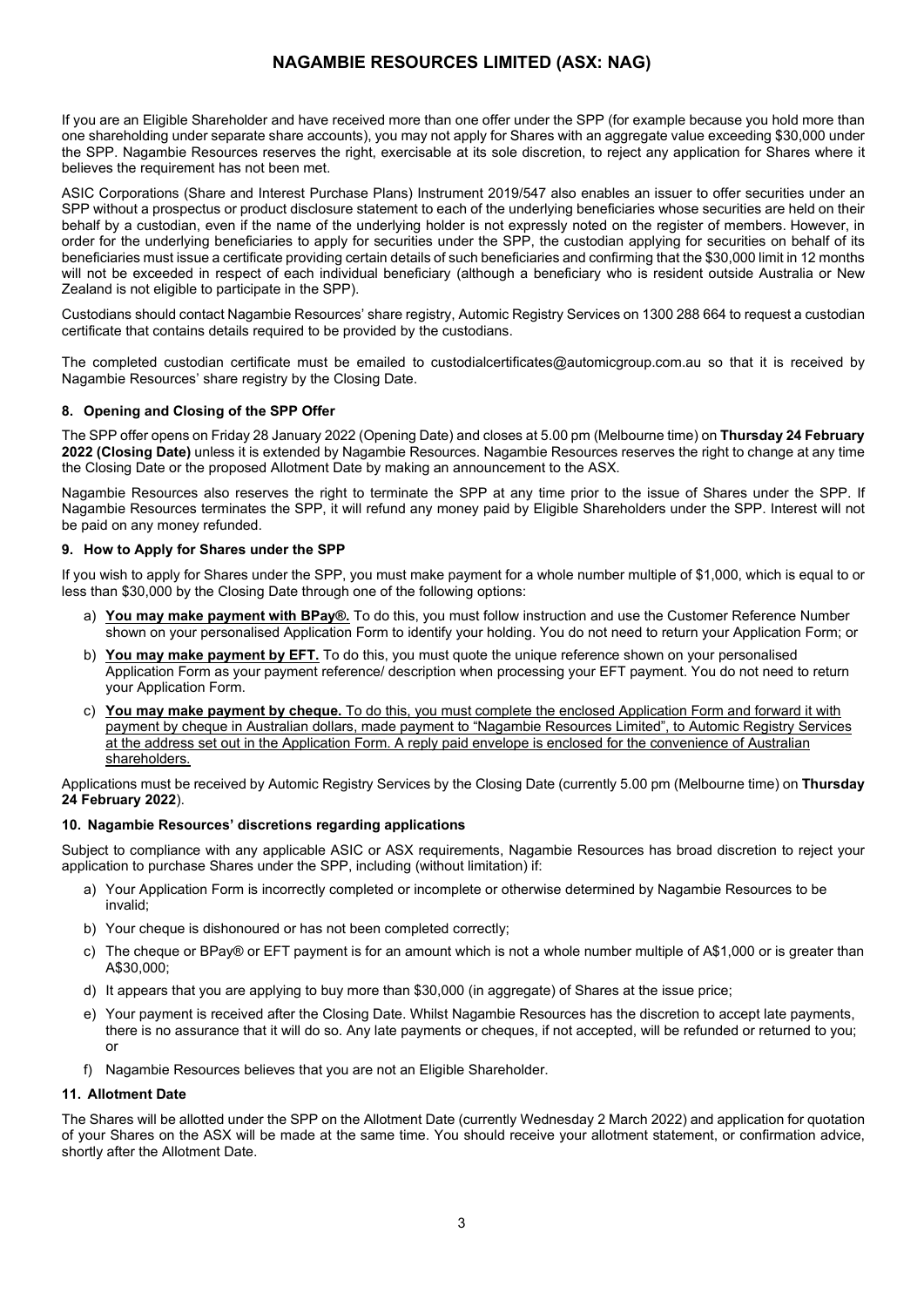If you are an Eligible Shareholder and have received more than one offer under the SPP (for example because you hold more than one shareholding under separate share accounts), you may not apply for Shares with an aggregate value exceeding $30,000 under the SPP. Nagambie Resources reserves the right, exercisable at its sole discretion, to reject any application for Shares where it believes the requirement has not been met.

ASIC Corporations (Share and Interest Purchase Plans) Instrument 2019/547 also enables an issuer to offer securities under an SPP without a prospectus or product disclosure statement to each of the underlying beneficiaries whose securities are held on their behalf by a custodian, even if the name of the underlying holder is not expressly noted on the register of members. However, in order for the underlying beneficiaries to apply for securities under the SPP, the custodian applying for securities on behalf of its beneficiaries must issue a certificate providing certain details of such beneficiaries and confirming that the $30,000 limit in 12 months will not be exceeded in respect of each individual beneficiary (although a beneficiary who is resident outside Australia or New Zealand is not eligible to participate in the SPP).

Custodians should contact Nagambie Resources' share registry, Automic Registry Services on 1300 288 664 to request a custodian certificate that contains details required to be provided by the custodians.

The completed custodian certificate must be emailed to custodialcertificates@automicgroup.com.au so that it is received by Nagambie Resources' share registry by the Closing Date.

### 8. Opening and Closing of the SPP Offer

The SPP offer opens on Friday 28 January 2022 (Opening Date) and closes at 5.00 pm (Melbourne time) on **Thursday 24 February 2022 (Closing Date)** unless it is extended by Nagambie Resources. Nagambie Resources reserves the right to change at any time the Closing Date or the proposed Allotment Date by making an announcement to the ASX.

Nagambie Resources also reserves the right to terminate the SPP at any time prior to the issue of Shares under the SPP. If Nagambie Resources terminates the SPP, it will refund any money paid by Eligible Shareholders under the SPP. Interest will not be paid on any money refunded.

### 9. How to Apply for Shares under the SPP

If you wish to apply for Shares under the SPP, you must make payment for a whole number multiple of $1,000, which is equal to or less than $30,000 by the Closing Date through one of the following options:

a) **You may make payment with BPay®.** To do this, you must follow instruction and use the Customer Reference Number shown on your personalised Application Form to identify your holding. You do not need to return your Application Form; or

b) **You may make payment by EFT.** To do this, you must quote the unique reference shown on your personalised Application Form as your payment reference/ description when processing your EFT payment. You do not need to return your Application Form.

c) **You may make payment by cheque.** To do this, you must complete the enclosed Application Form and forward it with payment by cheque in Australian dollars, made payment to "Nagambie Resources Limited", to Automic Registry Services at the address set out in the Application Form. A reply paid envelope is enclosed for the convenience of Australian shareholders.

Applications must be received by Automic Registry Services by the Closing Date (currently 5.00 pm (Melbourne time) on **Thursday 24 February 2022**).

### 10. Nagambie Resources' discretions regarding applications

Subject to compliance with any applicable ASIC or ASX requirements, Nagambie Resources has broad discretion to reject your application to purchase Shares under the SPP, including (without limitation) if:

a) Your Application Form is incorrectly completed or incomplete or otherwise determined by Nagambie Resources to be invalid;

b) Your cheque is dishonoured or has not been completed correctly;

c) The cheque or BPay® or EFT payment is for an amount which is not a whole number multiple of A$1,000 or is greater than A$30,000;

d) It appears that you are applying to buy more than $30,000 (in aggregate) of Shares at the issue price;

e) Your payment is received after the Closing Date. Whilst Nagambie Resources has the discretion to accept late payments, there is no assurance that it will do so. Any late payments or cheques, if not accepted, will be refunded or returned to you; or

f) Nagambie Resources believes that you are not an Eligible Shareholder.

### 11. Allotment Date

The Shares will be allotted under the SPP on the Allotment Date (currently Wednesday 2 March 2022) and application for quotation of your Shares on the ASX will be made at the same time. You should receive your allotment statement, or confirmation advice, shortly after the Allotment Date.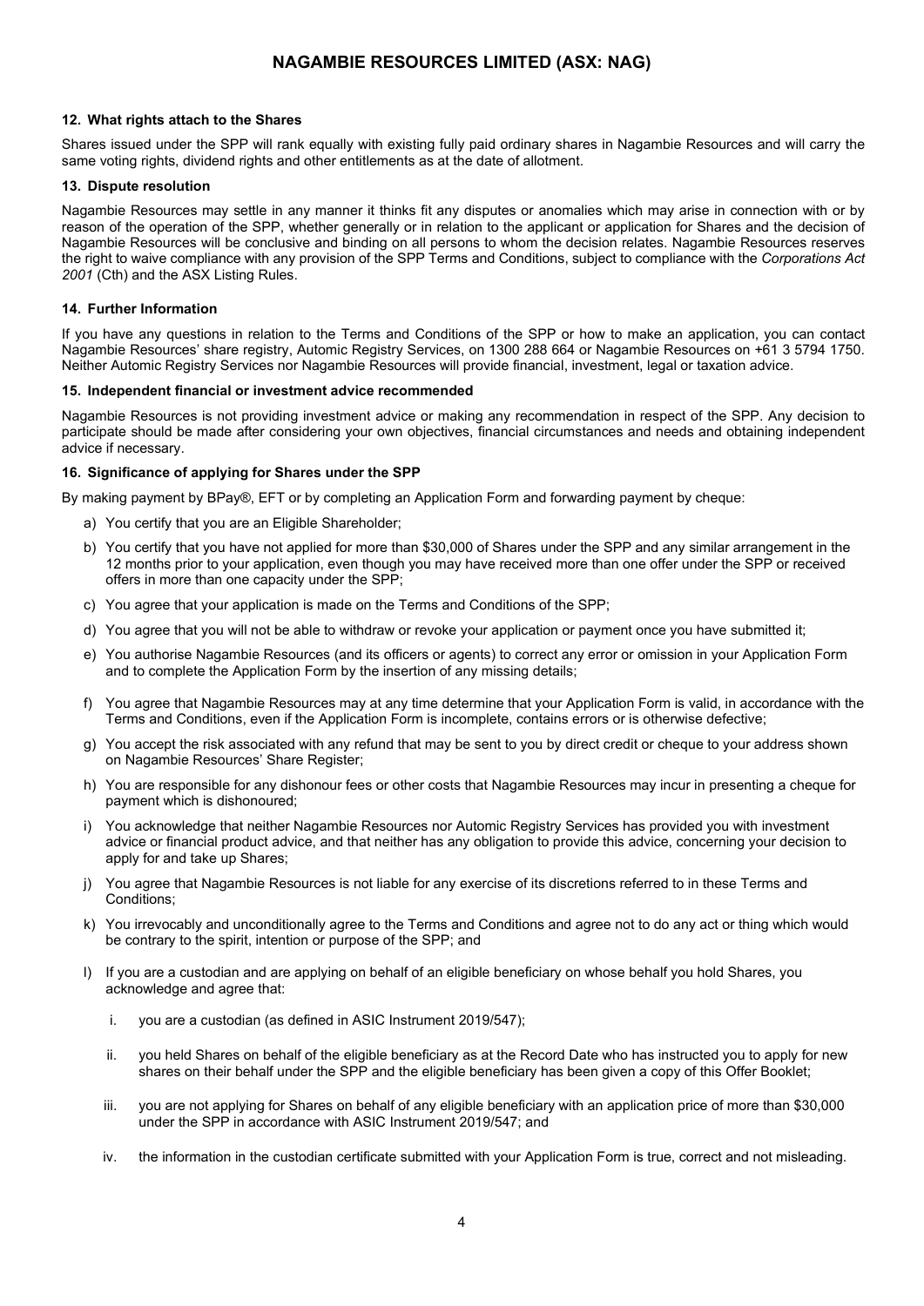### 12. What rights attach to the Shares

Shares issued under the SPP will rank equally with existing fully paid ordinary shares in Nagambie Resources and will carry the same voting rights, dividend rights and other entitlements as at the date of allotment.

### 13. Dispute resolution

Nagambie Resources may settle in any manner it thinks fit any disputes or anomalies which may arise in connection with or by reason of the operation of the SPP, whether generally or in relation to the applicant or application for Shares and the decision of Nagambie Resources will be conclusive and binding on all persons to whom the decision relates. Nagambie Resources reserves the right to waive compliance with any provision of the SPP Terms and Conditions, subject to compliance with the *Corporations Act 2001* (Cth) and the ASX Listing Rules.

### 14. Further Information

If you have any questions in relation to the Terms and Conditions of the SPP or how to make an application, you can contact Nagambie Resources' share registry, Automic Registry Services, on 1300 288 664 or Nagambie Resources on +61 3 5794 1750. Neither Automic Registry Services nor Nagambie Resources will provide financial, investment, legal or taxation advice.

### 15. Independent financial or investment advice recommended

Nagambie Resources is not providing investment advice or making any recommendation in respect of the SPP. Any decision to participate should be made after considering your own objectives, financial circumstances and needs and obtaining independent advice if necessary.

### 16. Significance of applying for Shares under the SPP

By making payment by BPay®, EFT or by completing an Application Form and forwarding payment by cheque:

a) You certify that you are an Eligible Shareholder;

b) You certify that you have not applied for more than $30,000 of Shares under the SPP and any similar arrangement in the 12 months prior to your application, even though you may have received more than one offer under the SPP or received offers in more than one capacity under the SPP;

c) You agree that your application is made on the Terms and Conditions of the SPP;

d) You agree that you will not be able to withdraw or revoke your application or payment once you have submitted it;

e) You authorise Nagambie Resources (and its officers or agents) to correct any error or omission in your Application Form and to complete the Application Form by the insertion of any missing details;

f) You agree that Nagambie Resources may at any time determine that your Application Form is valid, in accordance with the Terms and Conditions, even if the Application Form is incomplete, contains errors or is otherwise defective;

g) You accept the risk associated with any refund that may be sent to you by direct credit or cheque to your address shown on Nagambie Resources' Share Register;

h) You are responsible for any dishonour fees or other costs that Nagambie Resources may incur in presenting a cheque for payment which is dishonoured;

i) You acknowledge that neither Nagambie Resources nor Automic Registry Services has provided you with investment advice or financial product advice, and that neither has any obligation to provide this advice, concerning your decision to apply for and take up Shares;

j) You agree that Nagambie Resources is not liable for any exercise of its discretions referred to in these Terms and Conditions;

k) You irrevocably and unconditionally agree to the Terms and Conditions and agree not to do any act or thing which would be contrary to the spirit, intention or purpose of the SPP; and

l) If you are a custodian and are applying on behalf of an eligible beneficiary on whose behalf you hold Shares, you acknowledge and agree that:

   i. you are a custodian (as defined in ASIC Instrument 2019/547);

   ii. you held Shares on behalf of the eligible beneficiary as at the Record Date who has instructed you to apply for new shares on their behalf under the SPP and the eligible beneficiary has been given a copy of this Offer Booklet;

   iii. you are not applying for Shares on behalf of any eligible beneficiary with an application price of more than $30,000 under the SPP in accordance with ASIC Instrument 2019/547; and

   iv. the information in the custodian certificate submitted with your Application Form is true, correct and not misleading.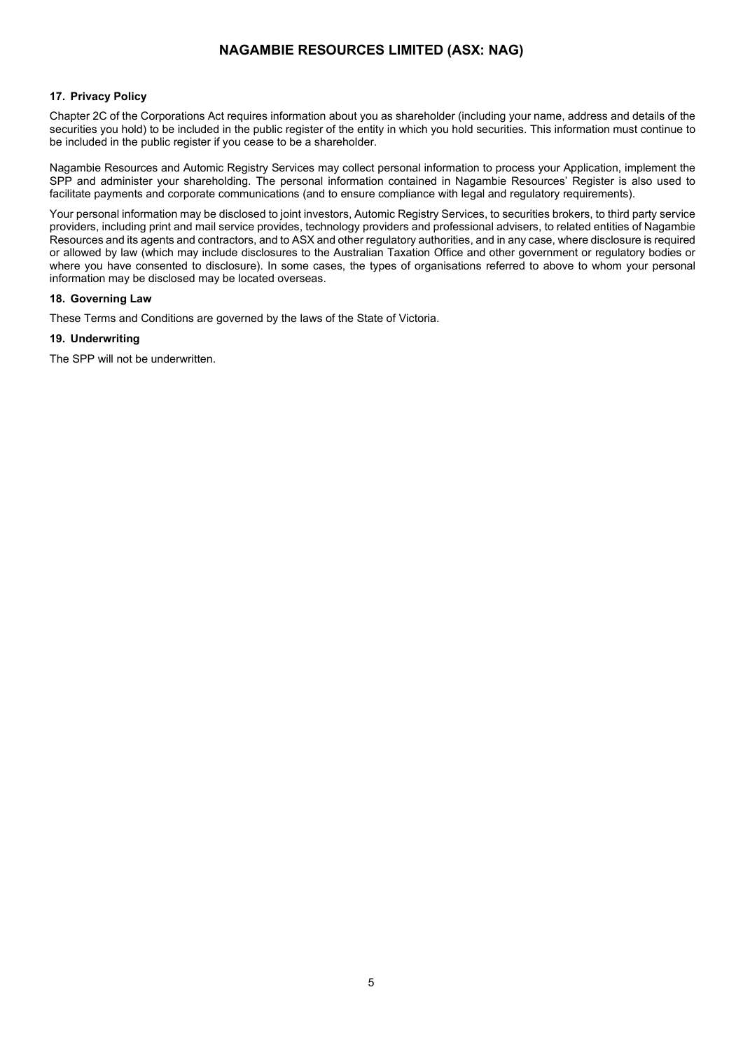### 17. Privacy Policy

Chapter 2C of the Corporations Act requires information about you as shareholder (including your name, address and details of the securities you hold) to be included in the public register of the entity in which you hold securities. This information must continue to be included in the public register if you cease to be a shareholder.

Nagambie Resources and Automic Registry Services may collect personal information to process your Application, implement the SPP and administer your shareholding. The personal information contained in Nagambie Resources' Register is also used to facilitate payments and corporate communications (and to ensure compliance with legal and regulatory requirements).

Your personal information may be disclosed to joint investors, Automic Registry Services, to securities brokers, to third party service providers, including print and mail service provides, technology providers and professional advisers, to related entities of Nagambie Resources and its agents and contractors, and to ASX and other regulatory authorities, and in any case, where disclosure is required or allowed by law (which may include disclosures to the Australian Taxation Office and other government or regulatory bodies or where you have consented to disclosure). In some cases, the types of organisations referred to above to whom your personal information may be disclosed may be located overseas.

### 18. Governing Law

These Terms and Conditions are governed by the laws of the State of Victoria.

### 19. Underwriting

The SPP will not be underwritten.